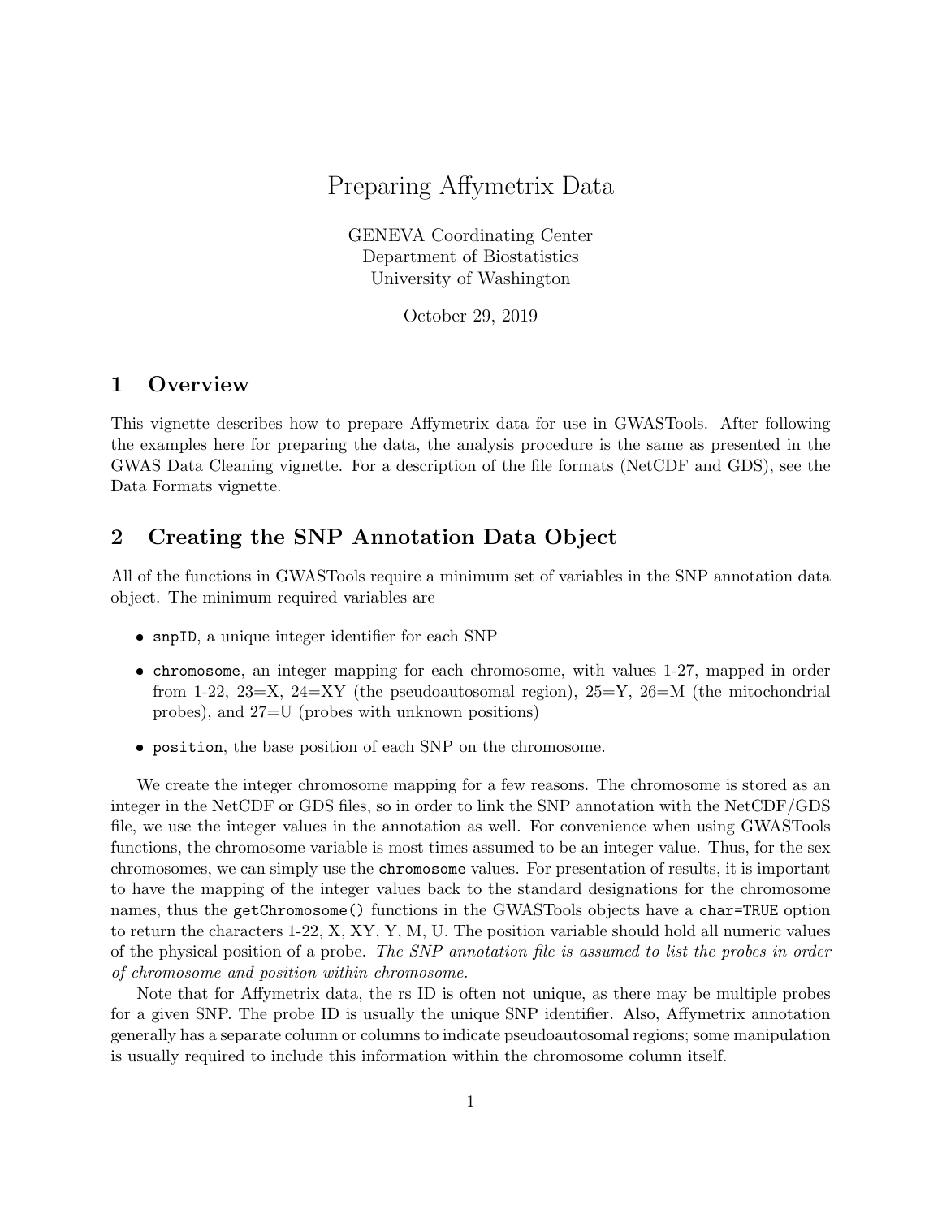# Preparing Affymetrix Data

GENEVA Coordinating Center
Department of Biostatistics
University of Washington

October 29, 2019

## 1 Overview

This vignette describes how to prepare Affymetrix data for use in GWASTools. After following the examples here for preparing the data, the analysis procedure is the same as presented in the GWAS Data Cleaning vignette. For a description of the file formats (NetCDF and GDS), see the Data Formats vignette.

## 2 Creating the SNP Annotation Data Object

All of the functions in GWASTools require a minimum set of variables in the SNP annotation data object. The minimum required variables are

- `snpID`, a unique integer identifier for each SNP
- `chromosome`, an integer mapping for each chromosome, with values 1-27, mapped in order from 1-22, 23=X, 24=XY (the pseudoautosomal region), 25=Y, 26=M (the mitochondrial probes), and 27=U (probes with unknown positions)
- `position`, the base position of each SNP on the chromosome.

We create the integer chromosome mapping for a few reasons. The chromosome is stored as an integer in the NetCDF or GDS files, so in order to link the SNP annotation with the NetCDF/GDS file, we use the integer values in the annotation as well. For convenience when using GWASTools functions, the chromosome variable is most times assumed to be an integer value. Thus, for the sex chromosomes, we can simply use the `chromosome` values. For presentation of results, it is important to have the mapping of the integer values back to the standard designations for the chromosome names, thus the `getChromosome()` functions in the GWASTools objects have a `char=TRUE` option to return the characters 1-22, X, XY, Y, M, U. The position variable should hold all numeric values of the physical position of a probe. *The SNP annotation file is assumed to list the probes in order of chromosome and position within chromosome.*

Note that for Affymetrix data, the rs ID is often not unique, as there may be multiple probes for a given SNP. The probe ID is usually the unique SNP identifier. Also, Affymetrix annotation generally has a separate column or columns to indicate pseudoautosomal regions; some manipulation is usually required to include this information within the chromosome column itself.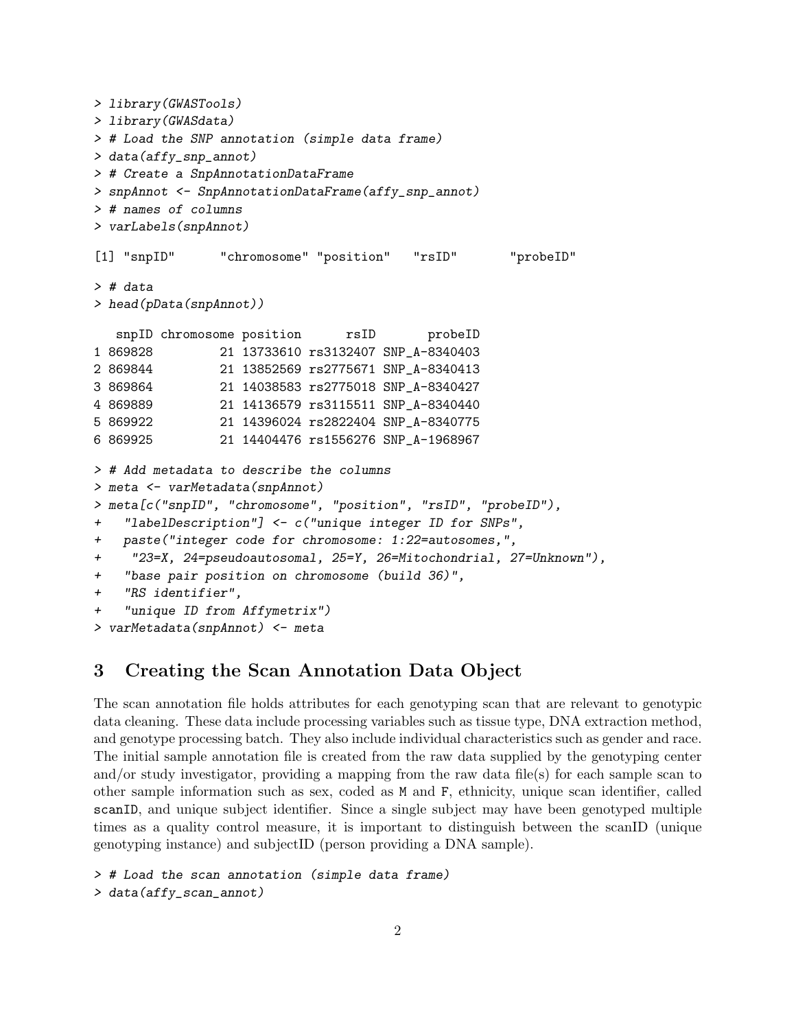```
> library(GWASTools)
> library(GWASdata)
> # Load the SNP annotation (simple data frame)
> data(affy_snp_annot)
> # Create a SnpAnnotationDataFrame
> snpAnnot <- SnpAnnotationDataFrame(affy_snp_annot)
> # names of columns
> varLabels(snpAnnot)

[1] "snpID"      "chromosome" "position"   "rsID"       "probeID"

> # data
> head(pData(snpAnnot))

   snpID chromosome position      rsID       probeID
1 869828         21 13733610 rs3132407 SNP_A-8340403
2 869844         21 13852569 rs2775671 SNP_A-8340413
3 869864         21 14038583 rs2775018 SNP_A-8340427
4 869889         21 14136579 rs3115511 SNP_A-8340440
5 869922         21 14396024 rs2822404 SNP_A-8340775
6 869925         21 14404476 rs1556276 SNP_A-1968967

> # Add metadata to describe the columns
> meta <- varMetadata(snpAnnot)
> meta[c("snpID", "chromosome", "position", "rsID", "probeID"),
+   "labelDescription"] <- c("unique integer ID for SNPs",
+   paste("integer code for chromosome: 1:22=autosomes,",
+    "23=X, 24=pseudoautosomal, 25=Y, 26=Mitochondrial, 27=Unknown"),
+   "base pair position on chromosome (build 36)",
+   "RS identifier",
+   "unique ID from Affymetrix")
> varMetadata(snpAnnot) <- meta
```

## 3 Creating the Scan Annotation Data Object

The scan annotation file holds attributes for each genotyping scan that are relevant to genotypic data cleaning. These data include processing variables such as tissue type, DNA extraction method, and genotype processing batch. They also include individual characteristics such as gender and race. The initial sample annotation file is created from the raw data supplied by the genotyping center and/or study investigator, providing a mapping from the raw data file(s) for each sample scan to other sample information such as sex, coded as M and F, ethnicity, unique scan identifier, called scanID, and unique subject identifier. Since a single subject may have been genotyped multiple times as a quality control measure, it is important to distinguish between the scanID (unique genotyping instance) and subjectID (person providing a DNA sample).

```
> # Load the scan annotation (simple data frame)
> data(affy_scan_annot)
```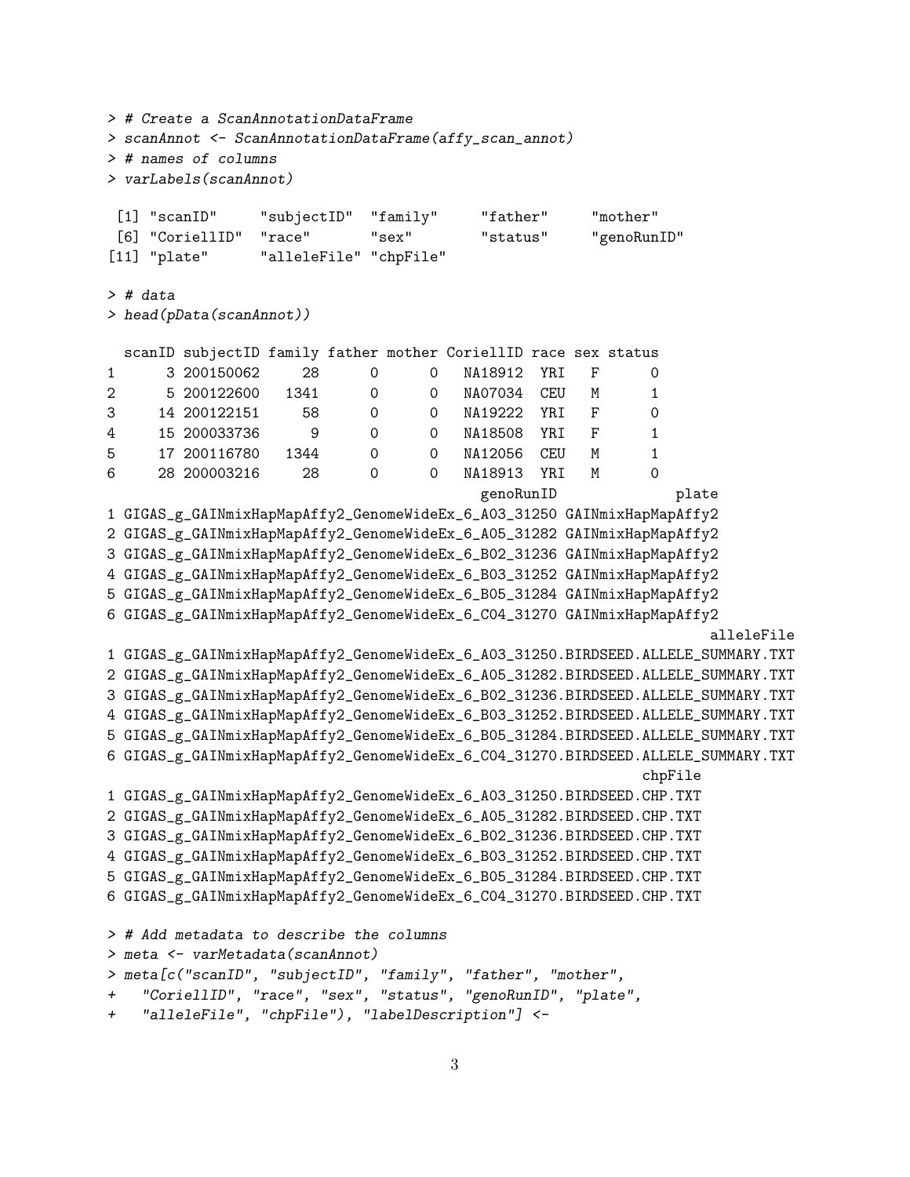```
> # Create a ScanAnnotationDataFrame
> scanAnnot <- ScanAnnotationDataFrame(affy_scan_annot)
> # names of columns
> varLabels(scanAnnot)

 [1] "scanID"     "subjectID"  "family"     "father"     "mother"
 [6] "CoriellID"  "race"       "sex"        "status"     "genoRunID"
[11] "plate"      "alleleFile" "chpFile"

> # data
> head(pData(scanAnnot))

  scanID subjectID family father mother CoriellID race sex status
1      3 200150062     28      0      0   NA18912  YRI   F      0
2      5 200122600   1341      0      0   NA07034  CEU   M      1
3     14 200122151     58      0      0   NA19222  YRI   F      0
4     15 200033736      9      0      0   NA18508  YRI   F      1
5     17 200116780   1344      0      0   NA12056  CEU   M      1
6     28 200003216     28      0      0   NA18913  YRI   M      0
                                           genoRunID              plate
1 GIGAS_g_GAINmixHapMapAffy2_GenomeWideEx_6_A03_31250 GAINmixHapMapAffy2
2 GIGAS_g_GAINmixHapMapAffy2_GenomeWideEx_6_A05_31282 GAINmixHapMapAffy2
3 GIGAS_g_GAINmixHapMapAffy2_GenomeWideEx_6_B02_31236 GAINmixHapMapAffy2
4 GIGAS_g_GAINmixHapMapAffy2_GenomeWideEx_6_B03_31252 GAINmixHapMapAffy2
5 GIGAS_g_GAINmixHapMapAffy2_GenomeWideEx_6_B05_31284 GAINmixHapMapAffy2
6 GIGAS_g_GAINmixHapMapAffy2_GenomeWideEx_6_C04_31270 GAINmixHapMapAffy2
                                                                    alleleFile
1 GIGAS_g_GAINmixHapMapAffy2_GenomeWideEx_6_A03_31250.BIRDSEED.ALLELE_SUMMARY.TXT
2 GIGAS_g_GAINmixHapMapAffy2_GenomeWideEx_6_A05_31282.BIRDSEED.ALLELE_SUMMARY.TXT
3 GIGAS_g_GAINmixHapMapAffy2_GenomeWideEx_6_B02_31236.BIRDSEED.ALLELE_SUMMARY.TXT
4 GIGAS_g_GAINmixHapMapAffy2_GenomeWideEx_6_B03_31252.BIRDSEED.ALLELE_SUMMARY.TXT
5 GIGAS_g_GAINmixHapMapAffy2_GenomeWideEx_6_B05_31284.BIRDSEED.ALLELE_SUMMARY.TXT
6 GIGAS_g_GAINmixHapMapAffy2_GenomeWideEx_6_C04_31270.BIRDSEED.ALLELE_SUMMARY.TXT
                                                                chpFile
1 GIGAS_g_GAINmixHapMapAffy2_GenomeWideEx_6_A03_31250.BIRDSEED.CHP.TXT
2 GIGAS_g_GAINmixHapMapAffy2_GenomeWideEx_6_A05_31282.BIRDSEED.CHP.TXT
3 GIGAS_g_GAINmixHapMapAffy2_GenomeWideEx_6_B02_31236.BIRDSEED.CHP.TXT
4 GIGAS_g_GAINmixHapMapAffy2_GenomeWideEx_6_B03_31252.BIRDSEED.CHP.TXT
5 GIGAS_g_GAINmixHapMapAffy2_GenomeWideEx_6_B05_31284.BIRDSEED.CHP.TXT
6 GIGAS_g_GAINmixHapMapAffy2_GenomeWideEx_6_C04_31270.BIRDSEED.CHP.TXT

> # Add metadata to describe the columns
> meta <- varMetadata(scanAnnot)
> meta[c("scanID", "subjectID", "family", "father", "mother",
+   "CoriellID", "race", "sex", "status", "genoRunID", "plate",
+   "alleleFile", "chpFile"), "labelDescription"] <-
```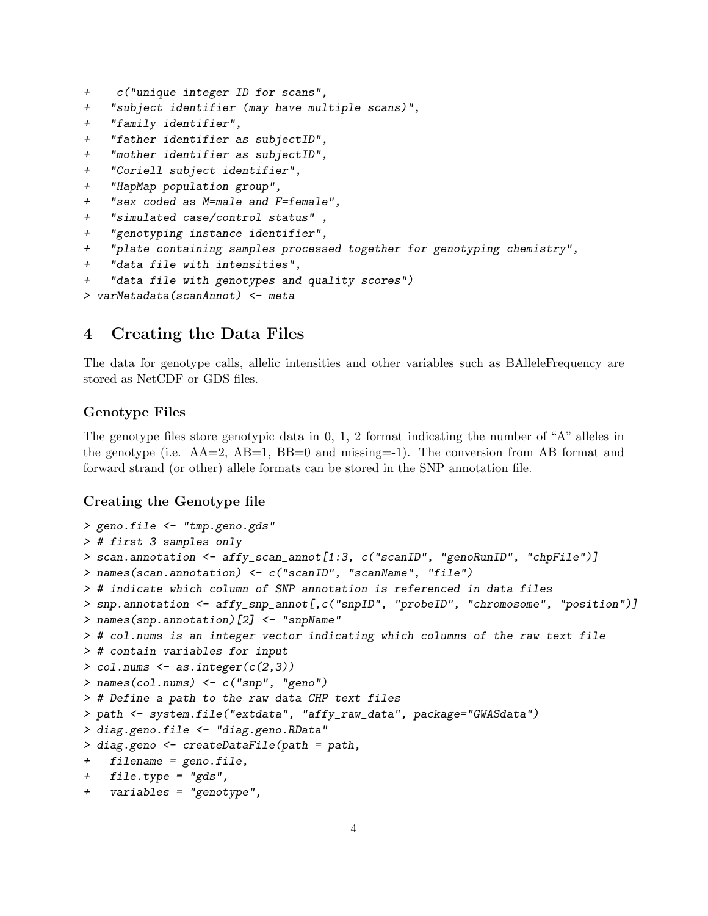```
+    c("unique integer ID for scans",
+   "subject identifier (may have multiple scans)",
+   "family identifier",
+   "father identifier as subjectID",
+   "mother identifier as subjectID",
+   "Coriell subject identifier",
+   "HapMap population group",
+   "sex coded as M=male and F=female",
+   "simulated case/control status" ,
+   "genotyping instance identifier",
+   "plate containing samples processed together for genotyping chemistry",
+   "data file with intensities",
+   "data file with genotypes and quality scores")
> varMetadata(scanAnnot) <- meta
```

# 4 Creating the Data Files

The data for genotype calls, allelic intensities and other variables such as BAlleleFrequency are stored as NetCDF or GDS files.

### Genotype Files

The genotype files store genotypic data in 0, 1, 2 format indicating the number of "A" alleles in the genotype (i.e. AA=2, AB=1, BB=0 and missing=-1). The conversion from AB format and forward strand (or other) allele formats can be stored in the SNP annotation file.

### Creating the Genotype file

```
> geno.file <- "tmp.geno.gds"
> # first 3 samples only
> scan.annotation <- affy_scan_annot[1:3, c("scanID", "genoRunID", "chpFile")]
> names(scan.annotation) <- c("scanID", "scanName", "file")
> # indicate which column of SNP annotation is referenced in data files
> snp.annotation <- affy_snp_annot[,c("snpID", "probeID", "chromosome", "position")]
> names(snp.annotation)[2] <- "snpName"
> # col.nums is an integer vector indicating which columns of the raw text file
> # contain variables for input
> col.nums <- as.integer(c(2,3))
> names(col.nums) <- c("snp", "geno")
> # Define a path to the raw data CHP text files
> path <- system.file("extdata", "affy_raw_data", package="GWASdata")
> diag.geno.file <- "diag.geno.RData"
> diag.geno <- createDataFile(path = path,
+   filename = geno.file,
+   file.type = "gds",
+   variables = "genotype",
```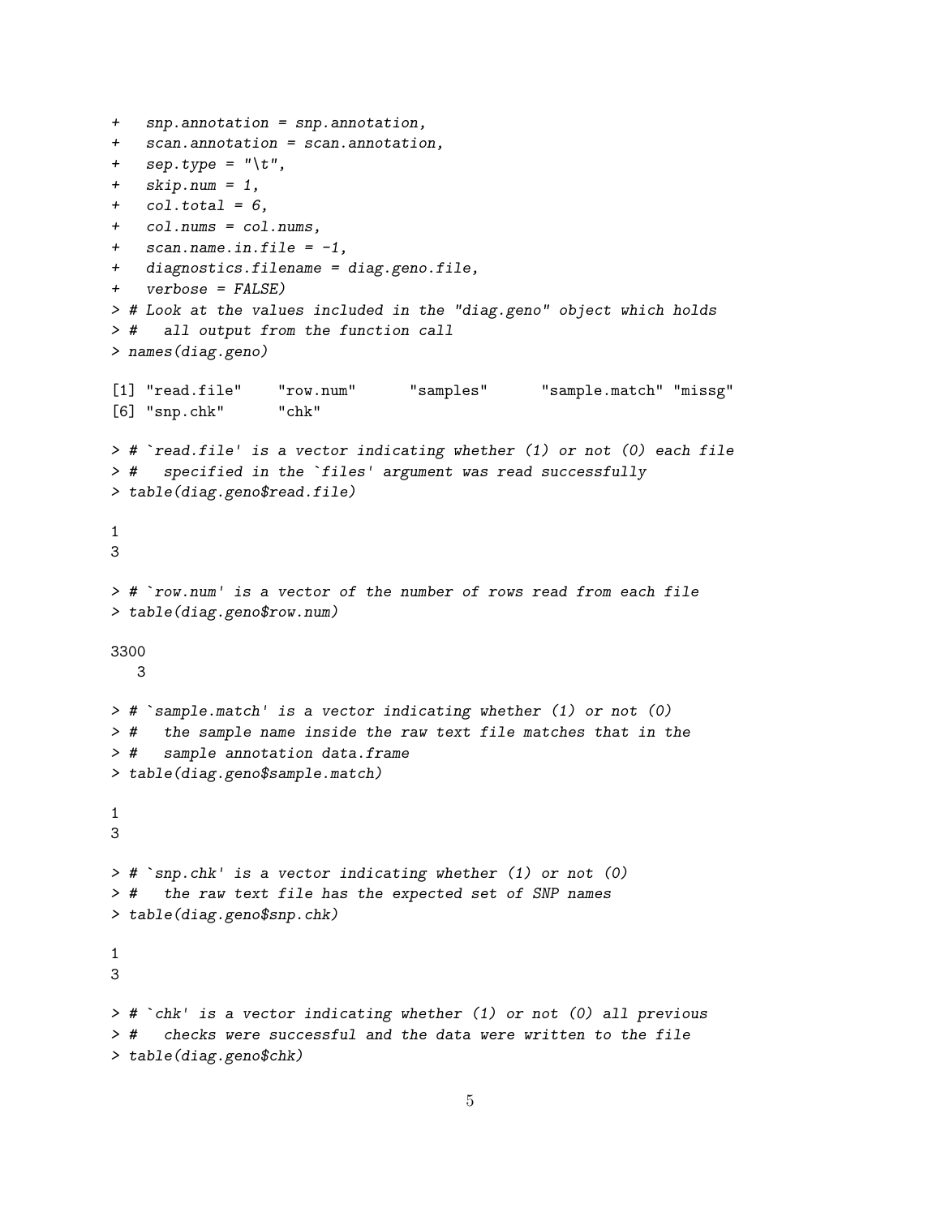```
+   snp.annotation = snp.annotation,
+   scan.annotation = scan.annotation,
+   sep.type = "\t",
+   skip.num = 1,
+   col.total = 6,
+   col.nums = col.nums,
+   scan.name.in.file = -1,
+   diagnostics.filename = diag.geno.file,
+   verbose = FALSE)
> # Look at the values included in the "diag.geno" object which holds
> #   all output from the function call
> names(diag.geno)

[1] "read.file"    "row.num"      "samples"      "sample.match" "missg"
[6] "snp.chk"      "chk"

> # `read.file' is a vector indicating whether (1) or not (0) each file
> #   specified in the `files' argument was read successfully
> table(diag.geno$read.file)

1
3

> # `row.num' is a vector of the number of rows read from each file
> table(diag.geno$row.num)

3300
   3

> # `sample.match' is a vector indicating whether (1) or not (0)
> #   the sample name inside the raw text file matches that in the
> #   sample annotation data.frame
> table(diag.geno$sample.match)

1
3

> # `snp.chk' is a vector indicating whether (1) or not (0)
> #   the raw text file has the expected set of SNP names
> table(diag.geno$snp.chk)

1
3

> # `chk' is a vector indicating whether (1) or not (0) all previous
> #   checks were successful and the data were written to the file
> table(diag.geno$chk)
```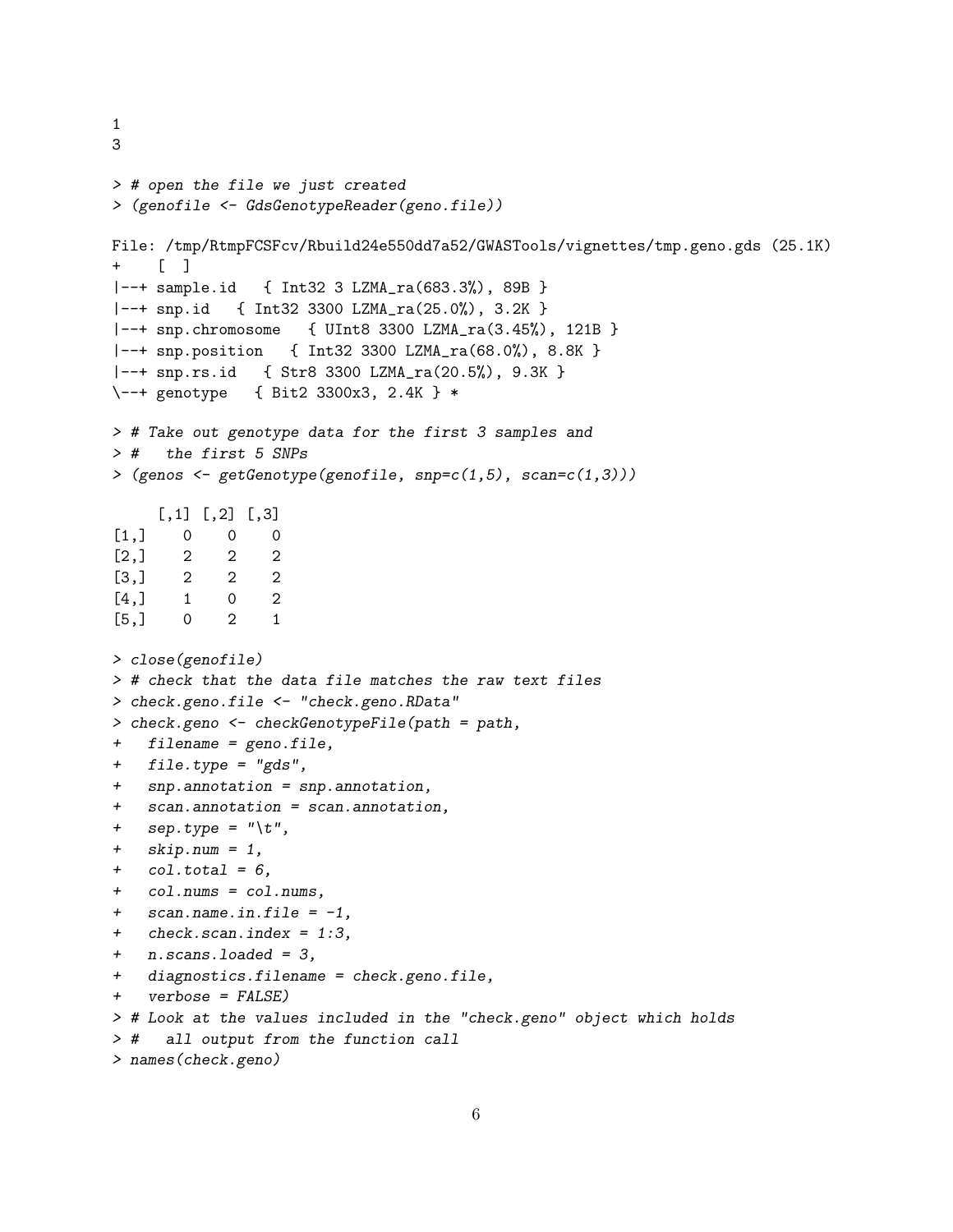```
1
3
```

```
> # open the file we just created
> (genofile <- GdsGenotypeReader(geno.file))

File: /tmp/RtmpFCSFcv/Rbuild24e550dd7a52/GWASTools/vignettes/tmp.geno.gds (25.1K)
+    [  ]
|--+ sample.id   { Int32 3 LZMA_ra(683.3%), 89B }
|--+ snp.id   { Int32 3300 LZMA_ra(25.0%), 3.2K }
|--+ snp.chromosome   { UInt8 3300 LZMA_ra(3.45%), 121B }
|--+ snp.position   { Int32 3300 LZMA_ra(68.0%), 8.8K }
|--+ snp.rs.id   { Str8 3300 LZMA_ra(20.5%), 9.3K }
\--+ genotype   { Bit2 3300x3, 2.4K } *

> # Take out genotype data for the first 3 samples and
> #   the first 5 SNPs
> (genos <- getGenotype(genofile, snp=c(1,5), scan=c(1,3)))

     [,1] [,2] [,3]
[1,]    0    0    0
[2,]    2    2    2
[3,]    2    2    2
[4,]    1    0    2
[5,]    0    2    1

> close(genofile)
> # check that the data file matches the raw text files
> check.geno.file <- "check.geno.RData"
> check.geno <- checkGenotypeFile(path = path,
+   filename = geno.file,
+   file.type = "gds",
+   snp.annotation = snp.annotation,
+   scan.annotation = scan.annotation,
+   sep.type = "\t",
+   skip.num = 1,
+   col.total = 6,
+   col.nums = col.nums,
+   scan.name.in.file = -1,
+   check.scan.index = 1:3,
+   n.scans.loaded = 3,
+   diagnostics.filename = check.geno.file,
+   verbose = FALSE)
> # Look at the values included in the "check.geno" object which holds
> #   all output from the function call
> names(check.geno)
```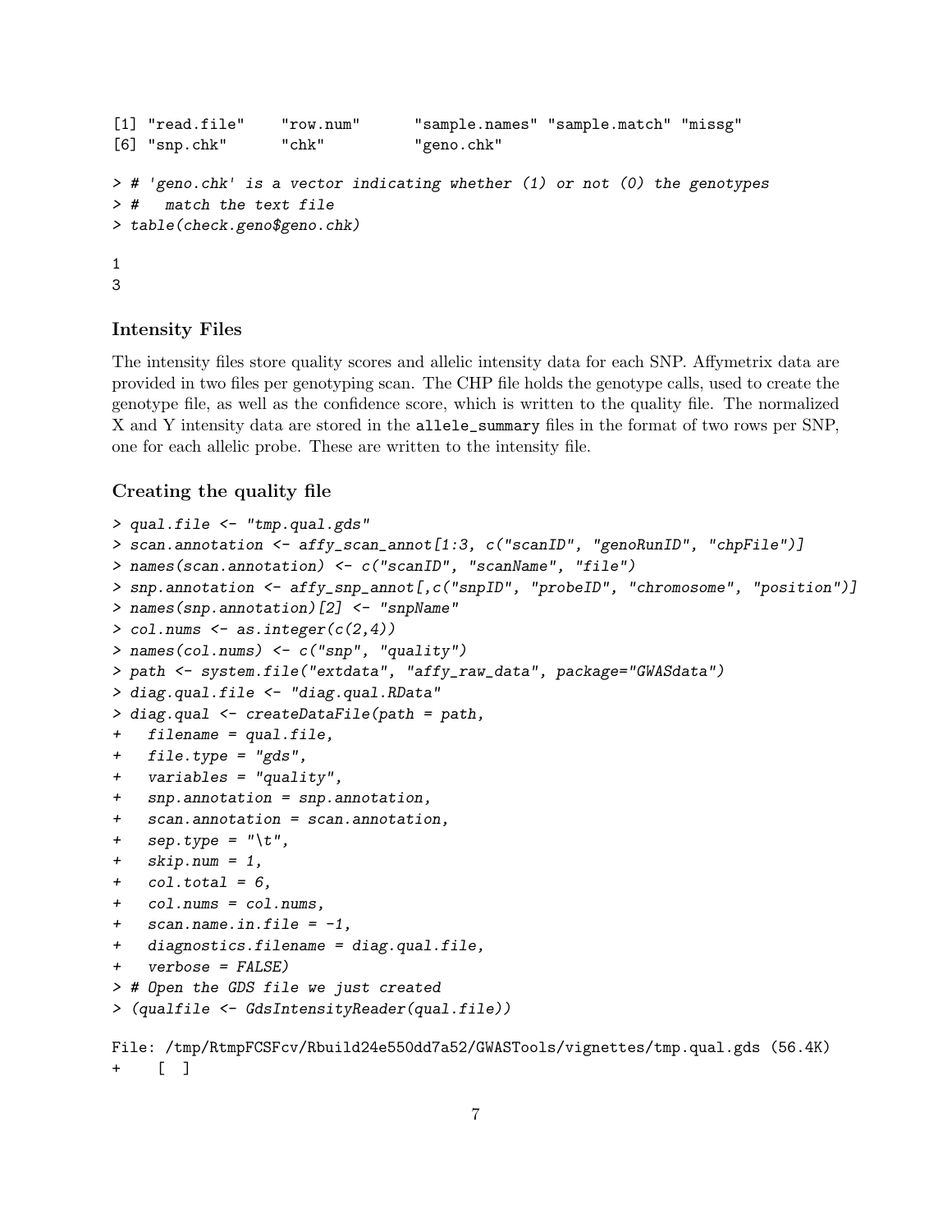```
[1] "read.file"    "row.num"      "sample.names" "sample.match" "missg"
[6] "snp.chk"      "chk"          "geno.chk"

> # 'geno.chk' is a vector indicating whether (1) or not (0) the genotypes
> #   match the text file
> table(check.geno$geno.chk)

1
3
```

### Intensity Files

The intensity files store quality scores and allelic intensity data for each SNP. Affymetrix data are provided in two files per genotyping scan. The CHP file holds the genotype calls, used to create the genotype file, as well as the confidence score, which is written to the quality file. The normalized X and Y intensity data are stored in the `allele_summary` files in the format of two rows per SNP, one for each allelic probe. These are written to the intensity file.

### Creating the quality file

```
> qual.file <- "tmp.qual.gds"
> scan.annotation <- affy_scan_annot[1:3, c("scanID", "genoRunID", "chpFile")]
> names(scan.annotation) <- c("scanID", "scanName", "file")
> snp.annotation <- affy_snp_annot[,c("snpID", "probeID", "chromosome", "position")]
> names(snp.annotation)[2] <- "snpName"
> col.nums <- as.integer(c(2,4))
> names(col.nums) <- c("snp", "quality")
> path <- system.file("extdata", "affy_raw_data", package="GWASdata")
> diag.qual.file <- "diag.qual.RData"
> diag.qual <- createDataFile(path = path,
+   filename = qual.file,
+   file.type = "gds",
+   variables = "quality",
+   snp.annotation = snp.annotation,
+   scan.annotation = scan.annotation,
+   sep.type = "\t",
+   skip.num = 1,
+   col.total = 6,
+   col.nums = col.nums,
+   scan.name.in.file = -1,
+   diagnostics.filename = diag.qual.file,
+   verbose = FALSE)
> # Open the GDS file we just created
> (qualfile <- GdsIntensityReader(qual.file))

File: /tmp/RtmpFCSFcv/Rbuild24e550dd7a52/GWASTools/vignettes/tmp.qual.gds (56.4K)
+    [  ]
```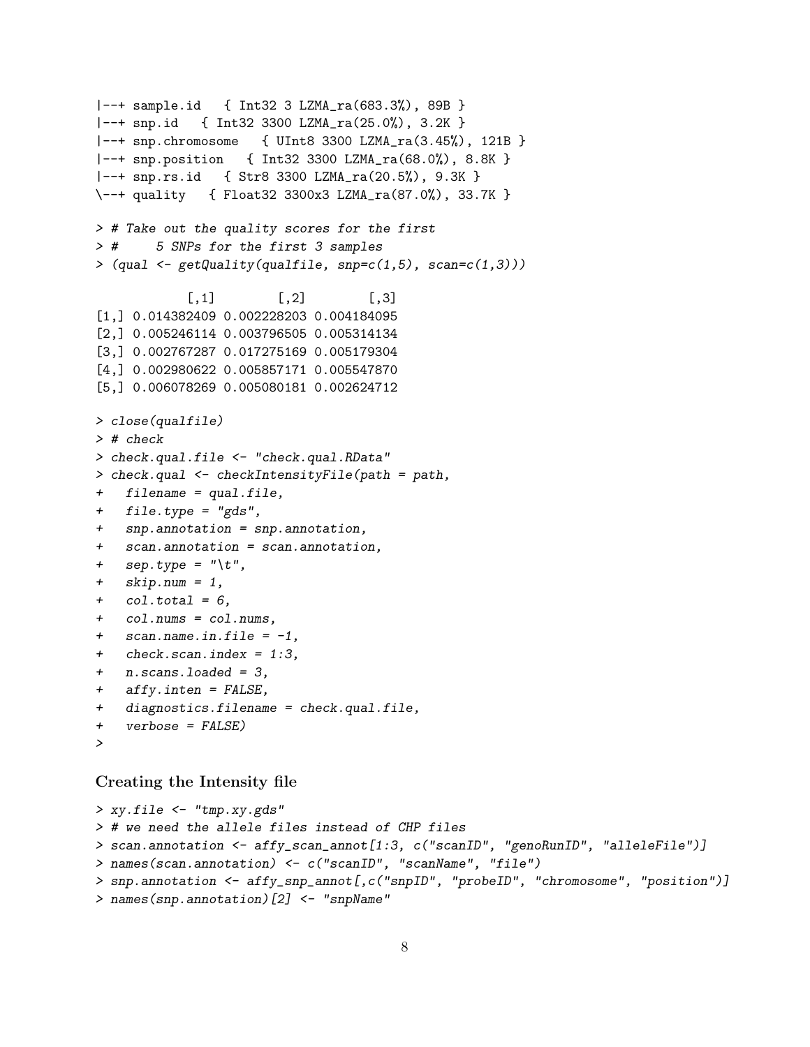```
|--+ sample.id   { Int32 3 LZMA_ra(683.3%), 89B }
|--+ snp.id   { Int32 3300 LZMA_ra(25.0%), 3.2K }
|--+ snp.chromosome   { UInt8 3300 LZMA_ra(3.45%), 121B }
|--+ snp.position   { Int32 3300 LZMA_ra(68.0%), 8.8K }
|--+ snp.rs.id   { Str8 3300 LZMA_ra(20.5%), 9.3K }
\--+ quality   { Float32 3300x3 LZMA_ra(87.0%), 33.7K }

> # Take out the quality scores for the first
> #     5 SNPs for the first 3 samples
> (qual <- getQuality(qualfile, snp=c(1,5), scan=c(1,3)))

            [,1]        [,2]        [,3]
[1,] 0.014382409 0.002228203 0.004184095
[2,] 0.005246114 0.003796505 0.005314134
[3,] 0.002767287 0.017275169 0.005179304
[4,] 0.002980622 0.005857171 0.005547870
[5,] 0.006078269 0.005080181 0.002624712

> close(qualfile)
> # check
> check.qual.file <- "check.qual.RData"
> check.qual <- checkIntensityFile(path = path,
+   filename = qual.file,
+   file.type = "gds",
+   snp.annotation = snp.annotation,
+   scan.annotation = scan.annotation,
+   sep.type = "\t",
+   skip.num = 1,
+   col.total = 6,
+   col.nums = col.nums,
+   scan.name.in.file = -1,
+   check.scan.index = 1:3,
+   n.scans.loaded = 3,
+   affy.inten = FALSE,
+   diagnostics.filename = check.qual.file,
+   verbose = FALSE)
>
```

### Creating the Intensity file

```
> xy.file <- "tmp.xy.gds"
> # we need the allele files instead of CHP files
> scan.annotation <- affy_scan_annot[1:3, c("scanID", "genoRunID", "alleleFile")]
> names(scan.annotation) <- c("scanID", "scanName", "file")
> snp.annotation <- affy_snp_annot[,c("snpID", "probeID", "chromosome", "position")]
> names(snp.annotation)[2] <- "snpName"
```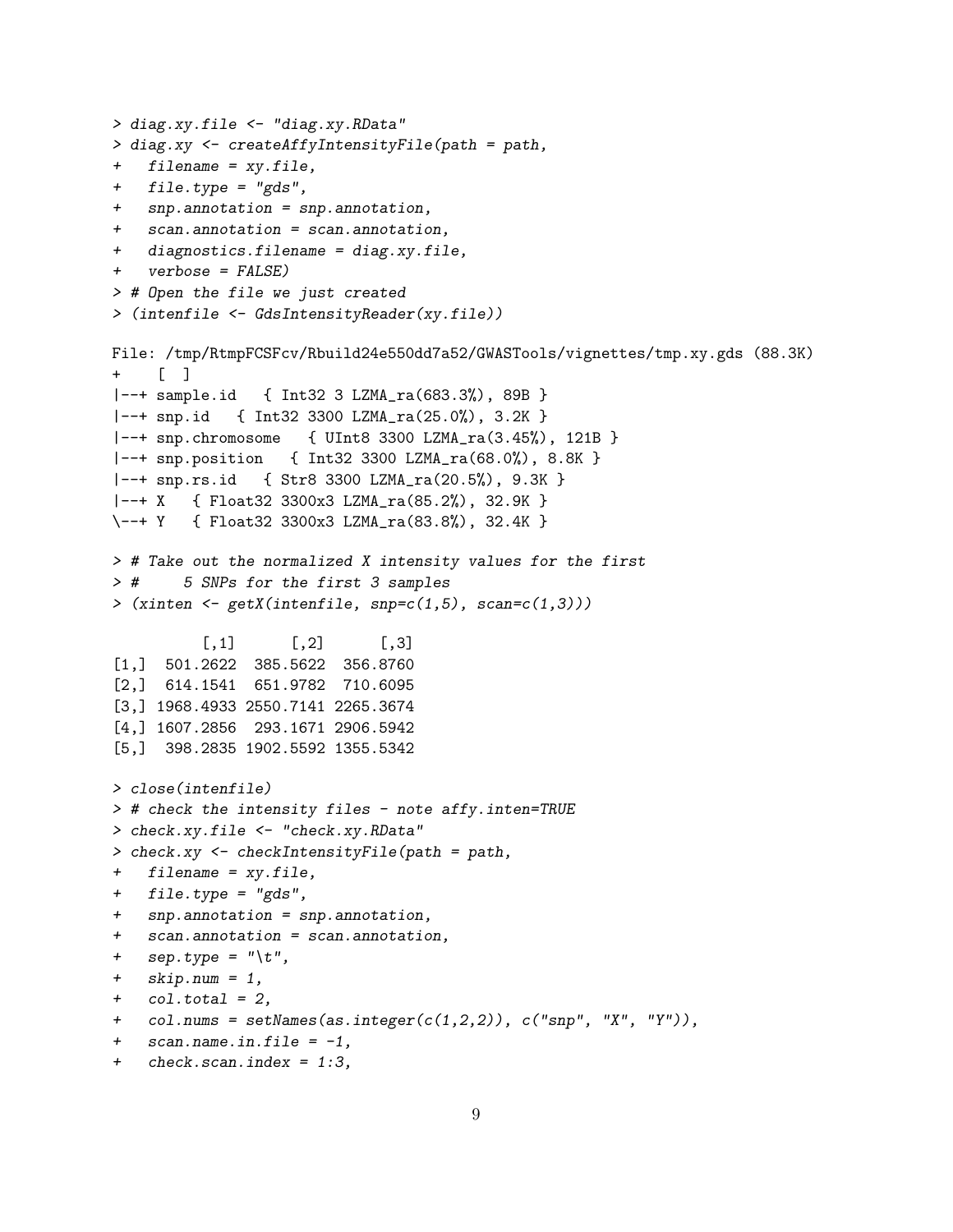```
> diag.xy.file <- "diag.xy.RData"
> diag.xy <- createAffyIntensityFile(path = path,
+   filename = xy.file,
+   file.type = "gds",
+   snp.annotation = snp.annotation,
+   scan.annotation = scan.annotation,
+   diagnostics.filename = diag.xy.file,
+   verbose = FALSE)
> # Open the file we just created
> (intenfile <- GdsIntensityReader(xy.file))

File: /tmp/RtmpFCSFcv/Rbuild24e550dd7a52/GWASTools/vignettes/tmp.xy.gds (88.3K)
+    [  ]
|--+ sample.id   { Int32 3 LZMA_ra(683.3%), 89B }
|--+ snp.id   { Int32 3300 LZMA_ra(25.0%), 3.2K }
|--+ snp.chromosome   { UInt8 3300 LZMA_ra(3.45%), 121B }
|--+ snp.position   { Int32 3300 LZMA_ra(68.0%), 8.8K }
|--+ snp.rs.id   { Str8 3300 LZMA_ra(20.5%), 9.3K }
|--+ X   { Float32 3300x3 LZMA_ra(85.2%), 32.9K }
\--+ Y   { Float32 3300x3 LZMA_ra(83.8%), 32.4K }

> # Take out the normalized X intensity values for the first
> #     5 SNPs for the first 3 samples
> (xinten <- getX(intenfile, snp=c(1,5), scan=c(1,3)))

          [,1]      [,2]      [,3]
[1,]  501.2622  385.5622  356.8760
[2,]  614.1541  651.9782  710.6095
[3,] 1968.4933 2550.7141 2265.3674
[4,] 1607.2856  293.1671 2906.5942
[5,]  398.2835 1902.5592 1355.5342

> close(intenfile)
> # check the intensity files - note affy.inten=TRUE
> check.xy.file <- "check.xy.RData"
> check.xy <- checkIntensityFile(path = path,
+   filename = xy.file,
+   file.type = "gds",
+   snp.annotation = snp.annotation,
+   scan.annotation = scan.annotation,
+   sep.type = "\t",
+   skip.num = 1,
+   col.total = 2,
+   col.nums = setNames(as.integer(c(1,2,2)), c("snp", "X", "Y")),
+   scan.name.in.file = -1,
+   check.scan.index = 1:3,
```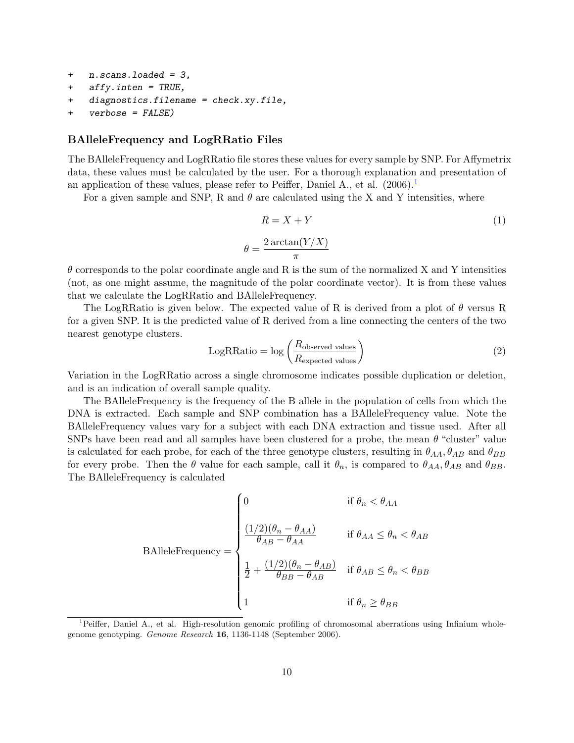```
+   n.scans.loaded = 3,
+   affy.inten = TRUE,
+   diagnostics.filename = check.xy.file,
+   verbose = FALSE)
```

### BAlleleFrequency and LogRRatio Files

The BAlleleFrequency and LogRRatio file stores these values for every sample by SNP. For Affymetrix data, these values must be calculated by the user. For a thorough explanation and presentation of an application of these values, please refer to Peiffer, Daniel A., et al. (2006).[1]

For a given sample and SNP, R and $\theta$ are calculated using the X and Y intensities, where

$$R = X + Y \tag{1}$$

$$\theta = \frac{2\arctan(Y/X)}{\pi}$$

$\theta$ corresponds to the polar coordinate angle and R is the sum of the normalized X and Y intensities (not, as one might assume, the magnitude of the polar coordinate vector). It is from these values that we calculate the LogRRatio and BAlleleFrequency.

The LogRRatio is given below. The expected value of R is derived from a plot of $\theta$ versus R for a given SNP. It is the predicted value of R derived from a line connecting the centers of the two nearest genotype clusters.

$$\text{LogRRatio} = \log\left(\frac{R_{\text{observed values}}}{R_{\text{expected values}}}\right) \tag{2}$$

Variation in the LogRRatio across a single chromosome indicates possible duplication or deletion, and is an indication of overall sample quality.

The BAlleleFrequency is the frequency of the B allele in the population of cells from which the DNA is extracted. Each sample and SNP combination has a BAlleleFrequency value. Note the BAlleleFrequency values vary for a subject with each DNA extraction and tissue used. After all SNPs have been read and all samples have been clustered for a probe, the mean $\theta$ "cluster" value is calculated for each probe, for each of the three genotype clusters, resulting in $\theta_{AA}, \theta_{AB}$ and $\theta_{BB}$ for every probe. Then the $\theta$ value for each sample, call it $\theta_n$, is compared to $\theta_{AA}, \theta_{AB}$ and $\theta_{BB}$. The BAlleleFrequency is calculated

$$\text{BAlleleFrequency} = \begin{cases} 0 & \text{if } \theta_n < \theta_{AA} \\ \dfrac{(1/2)(\theta_n - \theta_{AA})}{\theta_{AB} - \theta_{AA}} & \text{if } \theta_{AA} \le \theta_n < \theta_{AB} \\ \dfrac{1}{2} + \dfrac{(1/2)(\theta_n - \theta_{AB})}{\theta_{BB} - \theta_{AB}} & \text{if } \theta_{AB} \le \theta_n < \theta_{BB} \\ 1 & \text{if } \theta_n \ge \theta_{BB} \end{cases}$$

[1] Peiffer, Daniel A., et al. High-resolution genomic profiling of chromosomal aberrations using Infinium whole-genome genotyping. *Genome Research* **16**, 1136-1148 (September 2006).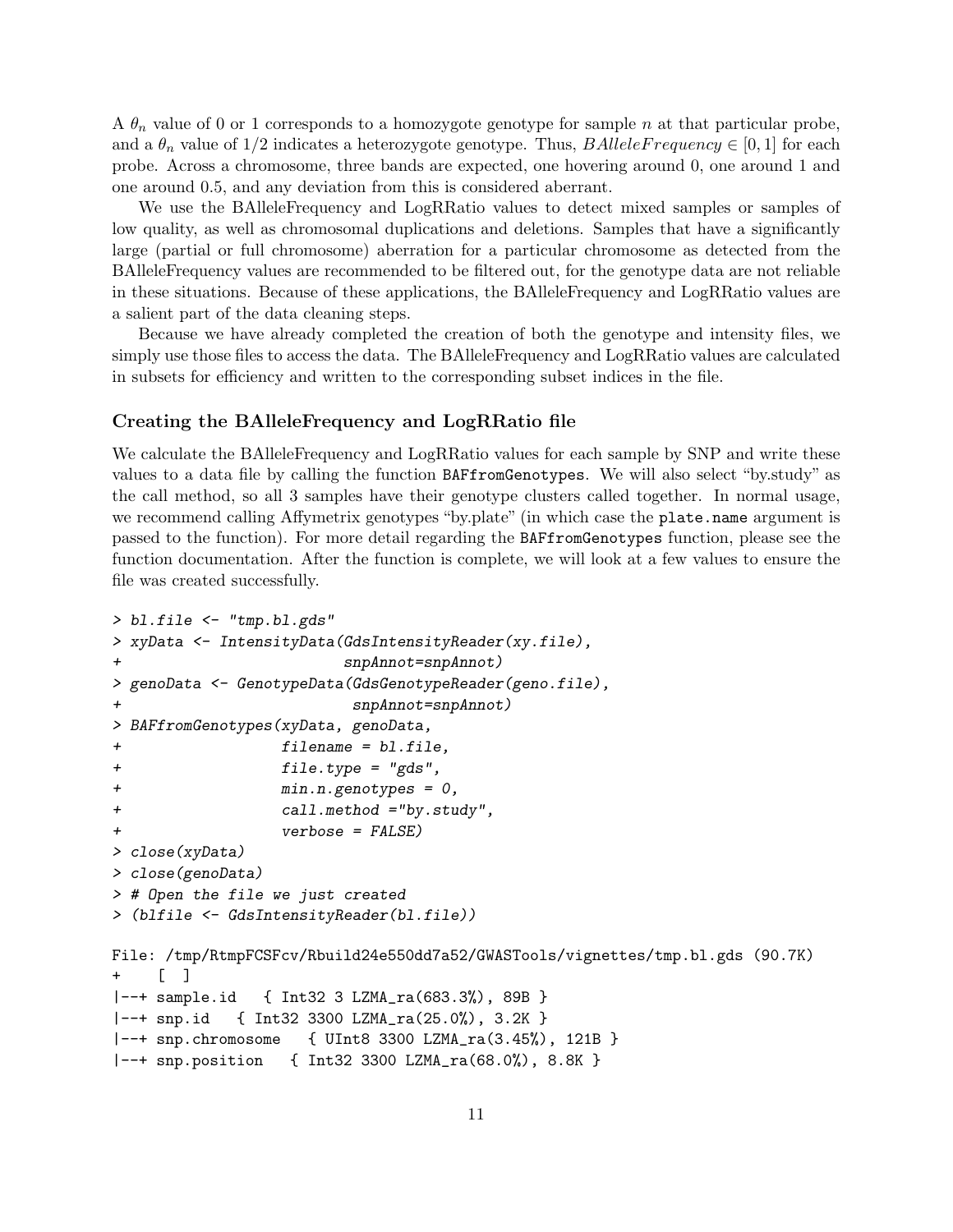A $\theta_n$ value of 0 or 1 corresponds to a homozygote genotype for sample $n$ at that particular probe, and a $\theta_n$ value of $1/2$ indicates a heterozygote genotype. Thus, $BAlleleFrequency \in [0, 1]$ for each probe. Across a chromosome, three bands are expected, one hovering around 0, one around 1 and one around 0.5, and any deviation from this is considered aberrant.

We use the BAlleleFrequency and LogRRatio values to detect mixed samples or samples of low quality, as well as chromosomal duplications and deletions. Samples that have a significantly large (partial or full chromosome) aberration for a particular chromosome as detected from the BAlleleFrequency values are recommended to be filtered out, for the genotype data are not reliable in these situations. Because of these applications, the BAlleleFrequency and LogRRatio values are a salient part of the data cleaning steps.

Because we have already completed the creation of both the genotype and intensity files, we simply use those files to access the data. The BAlleleFrequency and LogRRatio values are calculated in subsets for efficiency and written to the corresponding subset indices in the file.

### Creating the BAlleleFrequency and LogRRatio file

We calculate the BAlleleFrequency and LogRRatio values for each sample by SNP and write these values to a data file by calling the function `BAFfromGenotypes`. We will also select "by.study" as the call method, so all 3 samples have their genotype clusters called together. In normal usage, we recommend calling Affymetrix genotypes "by.plate" (in which case the `plate.name` argument is passed to the function). For more detail regarding the `BAFfromGenotypes` function, please see the function documentation. After the function is complete, we will look at a few values to ensure the file was created successfully.

```
> bl.file <- "tmp.bl.gds"
> xyData <- IntensityData(GdsIntensityReader(xy.file),
+                         snpAnnot=snpAnnot)
> genoData <- GenotypeData(GdsGenotypeReader(geno.file),
+                          snpAnnot=snpAnnot)
> BAFfromGenotypes(xyData, genoData,
+                  filename = bl.file,
+                  file.type = "gds",
+                  min.n.genotypes = 0,
+                  call.method ="by.study",
+                  verbose = FALSE)
> close(xyData)
> close(genoData)
> # Open the file we just created
> (blfile <- GdsIntensityReader(bl.file))

File: /tmp/RtmpFCSFcv/Rbuild24e550dd7a52/GWASTools/vignettes/tmp.bl.gds (90.7K)
+    [  ]
|--+ sample.id   { Int32 3 LZMA_ra(683.3%), 89B }
|--+ snp.id   { Int32 3300 LZMA_ra(25.0%), 3.2K }
|--+ snp.chromosome   { UInt8 3300 LZMA_ra(3.45%), 121B }
|--+ snp.position   { Int32 3300 LZMA_ra(68.0%), 8.8K }
```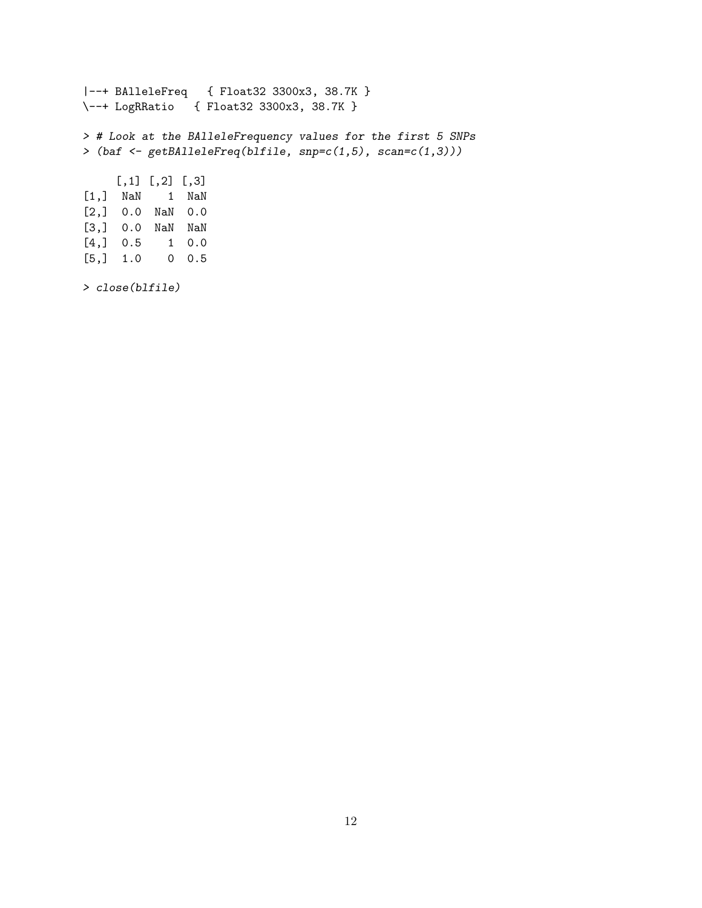```
|--+ BAlleleFreq   { Float32 3300x3, 38.7K }
\--+ LogRRatio   { Float32 3300x3, 38.7K }

> # Look at the BAlleleFrequency values for the first 5 SNPs
> (baf <- getBAlleleFreq(blfile, snp=c(1,5), scan=c(1,3)))

     [,1] [,2] [,3]
[1,]  NaN    1  NaN
[2,]  0.0  NaN  0.0
[3,]  0.0  NaN  NaN
[4,]  0.5    1  0.0
[5,]  1.0    0  0.5

> close(blfile)
```